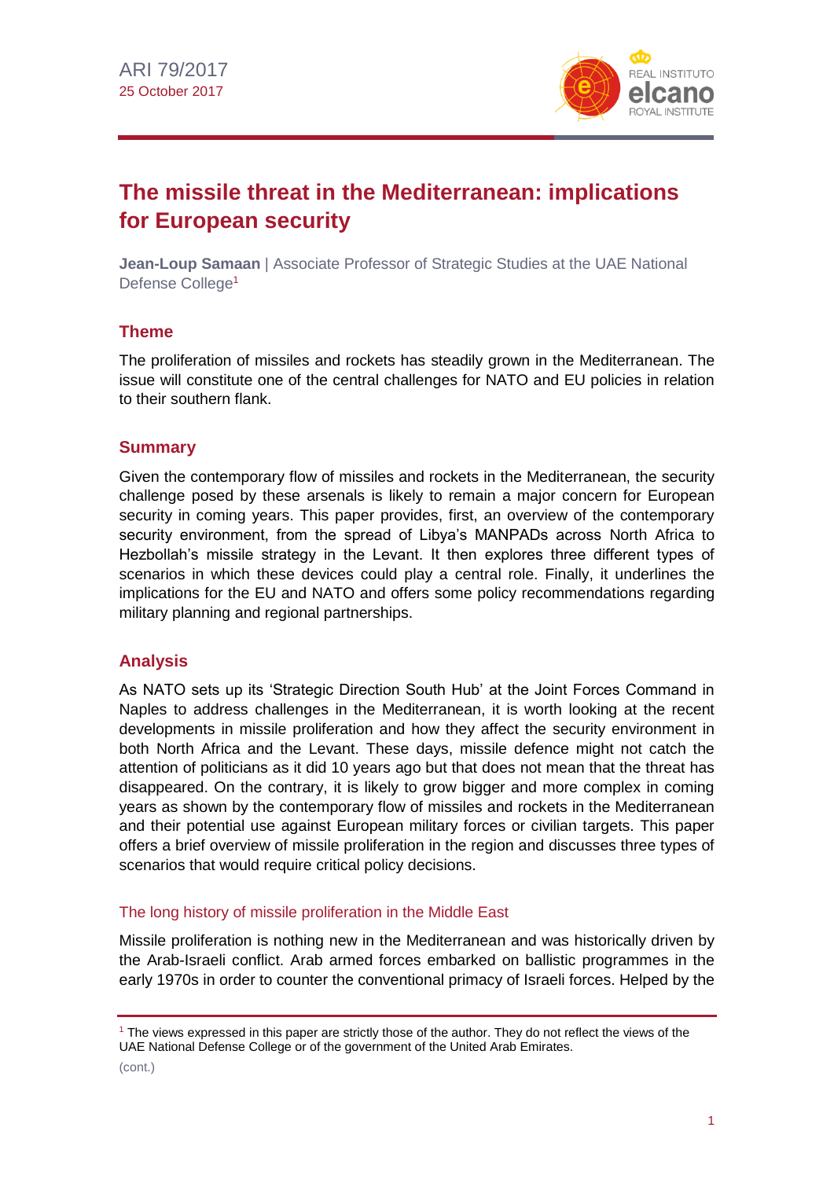ARI 79/2017
25 October 2017

# The missile threat in the Mediterranean: implications for European security

**Jean-Loup Samaan** | Associate Professor of Strategic Studies at the UAE National Defense College[1]

## Theme

The proliferation of missiles and rockets has steadily grown in the Mediterranean. The issue will constitute one of the central challenges for NATO and EU policies in relation to their southern flank.

## Summary

Given the contemporary flow of missiles and rockets in the Mediterranean, the security challenge posed by these arsenals is likely to remain a major concern for European security in coming years. This paper provides, first, an overview of the contemporary security environment, from the spread of Libya's MANPADs across North Africa to Hezbollah's missile strategy in the Levant. It then explores three different types of scenarios in which these devices could play a central role. Finally, it underlines the implications for the EU and NATO and offers some policy recommendations regarding military planning and regional partnerships.

## Analysis

As NATO sets up its 'Strategic Direction South Hub' at the Joint Forces Command in Naples to address challenges in the Mediterranean, it is worth looking at the recent developments in missile proliferation and how they affect the security environment in both North Africa and the Levant. These days, missile defence might not catch the attention of politicians as it did 10 years ago but that does not mean that the threat has disappeared. On the contrary, it is likely to grow bigger and more complex in coming years as shown by the contemporary flow of missiles and rockets in the Mediterranean and their potential use against European military forces or civilian targets. This paper offers a brief overview of missile proliferation in the region and discusses three types of scenarios that would require critical policy decisions.

### The long history of missile proliferation in the Middle East

Missile proliferation is nothing new in the Mediterranean and was historically driven by the Arab-Israeli conflict. Arab armed forces embarked on ballistic programmes in the early 1970s in order to counter the conventional primacy of Israeli forces. Helped by the

[1] The views expressed in this paper are strictly those of the author. They do not reflect the views of the UAE National Defense College or of the government of the United Arab Emirates.

(cont.)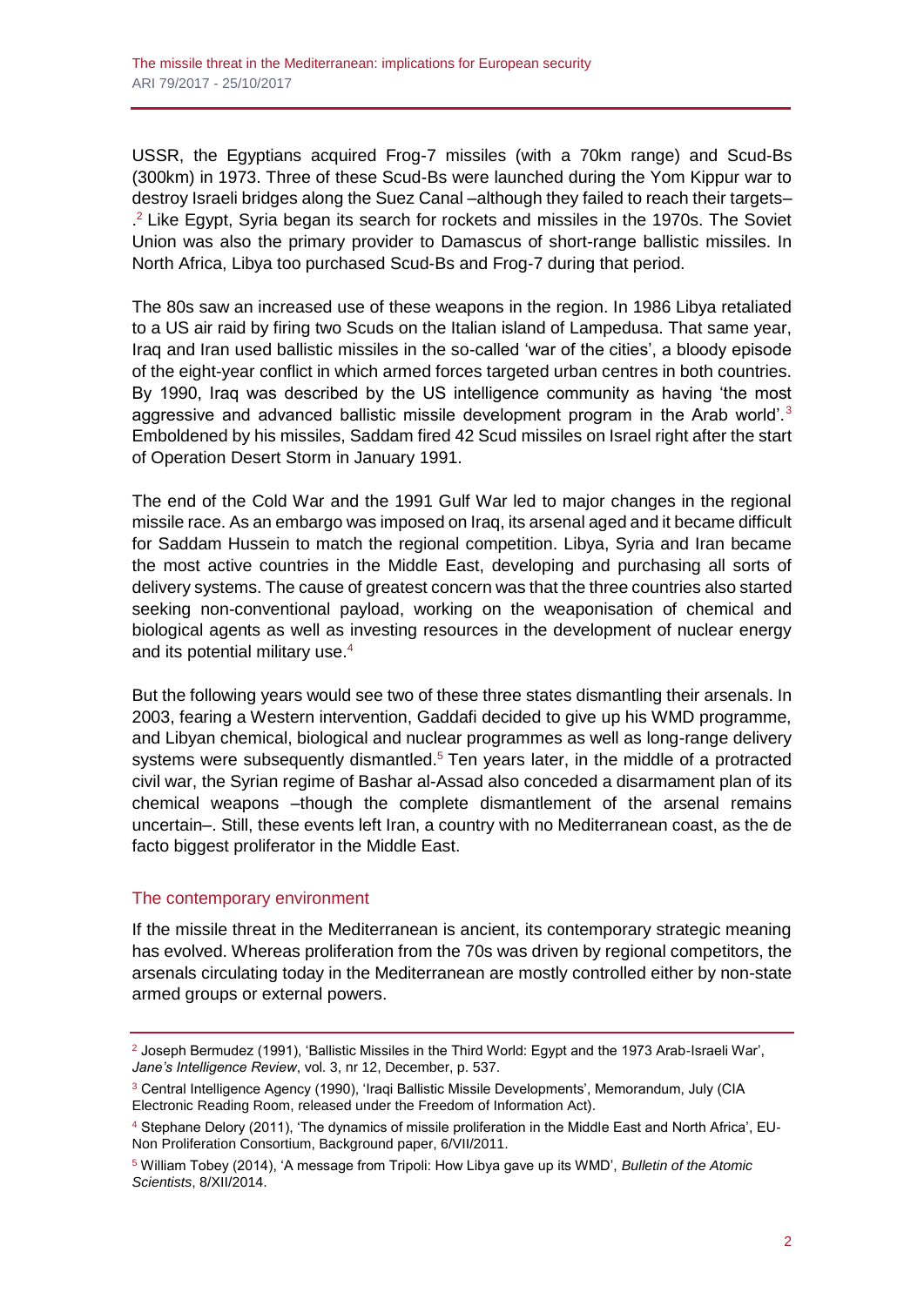USSR, the Egyptians acquired Frog-7 missiles (with a 70km range) and Scud-Bs (300km) in 1973. Three of these Scud-Bs were launched during the Yom Kippur war to destroy Israeli bridges along the Suez Canal –although they failed to reach their targets–.[2] Like Egypt, Syria began its search for rockets and missiles in the 1970s. The Soviet Union was also the primary provider to Damascus of short-range ballistic missiles. In North Africa, Libya too purchased Scud-Bs and Frog-7 during that period.

The 80s saw an increased use of these weapons in the region. In 1986 Libya retaliated to a US air raid by firing two Scuds on the Italian island of Lampedusa. That same year, Iraq and Iran used ballistic missiles in the so-called 'war of the cities', a bloody episode of the eight-year conflict in which armed forces targeted urban centres in both countries. By 1990, Iraq was described by the US intelligence community as having 'the most aggressive and advanced ballistic missile development program in the Arab world'.[3] Emboldened by his missiles, Saddam fired 42 Scud missiles on Israel right after the start of Operation Desert Storm in January 1991.

The end of the Cold War and the 1991 Gulf War led to major changes in the regional missile race. As an embargo was imposed on Iraq, its arsenal aged and it became difficult for Saddam Hussein to match the regional competition. Libya, Syria and Iran became the most active countries in the Middle East, developing and purchasing all sorts of delivery systems. The cause of greatest concern was that the three countries also started seeking non-conventional payload, working on the weaponisation of chemical and biological agents as well as investing resources in the development of nuclear energy and its potential military use.[4]

But the following years would see two of these three states dismantling their arsenals. In 2003, fearing a Western intervention, Gaddafi decided to give up his WMD programme, and Libyan chemical, biological and nuclear programmes as well as long-range delivery systems were subsequently dismantled.[5] Ten years later, in the middle of a protracted civil war, the Syrian regime of Bashar al-Assad also conceded a disarmament plan of its chemical weapons –though the complete dismantlement of the arsenal remains uncertain–. Still, these events left Iran, a country with no Mediterranean coast, as the de facto biggest proliferator in the Middle East.

## The contemporary environment

If the missile threat in the Mediterranean is ancient, its contemporary strategic meaning has evolved. Whereas proliferation from the 70s was driven by regional competitors, the arsenals circulating today in the Mediterranean are mostly controlled either by non-state armed groups or external powers.

---

[2] Joseph Bermudez (1991), 'Ballistic Missiles in the Third World: Egypt and the 1973 Arab-Israeli War', *Jane's Intelligence Review*, vol. 3, nr 12, December, p. 537.

[3] Central Intelligence Agency (1990), 'Iraqi Ballistic Missile Developments', Memorandum, July (CIA Electronic Reading Room, released under the Freedom of Information Act).

[4] Stephane Delory (2011), 'The dynamics of missile proliferation in the Middle East and North Africa', EU-Non Proliferation Consortium, Background paper, 6/VII/2011.

[5] William Tobey (2014), 'A message from Tripoli: How Libya gave up its WMD', *Bulletin of the Atomic Scientists*, 8/XII/2014.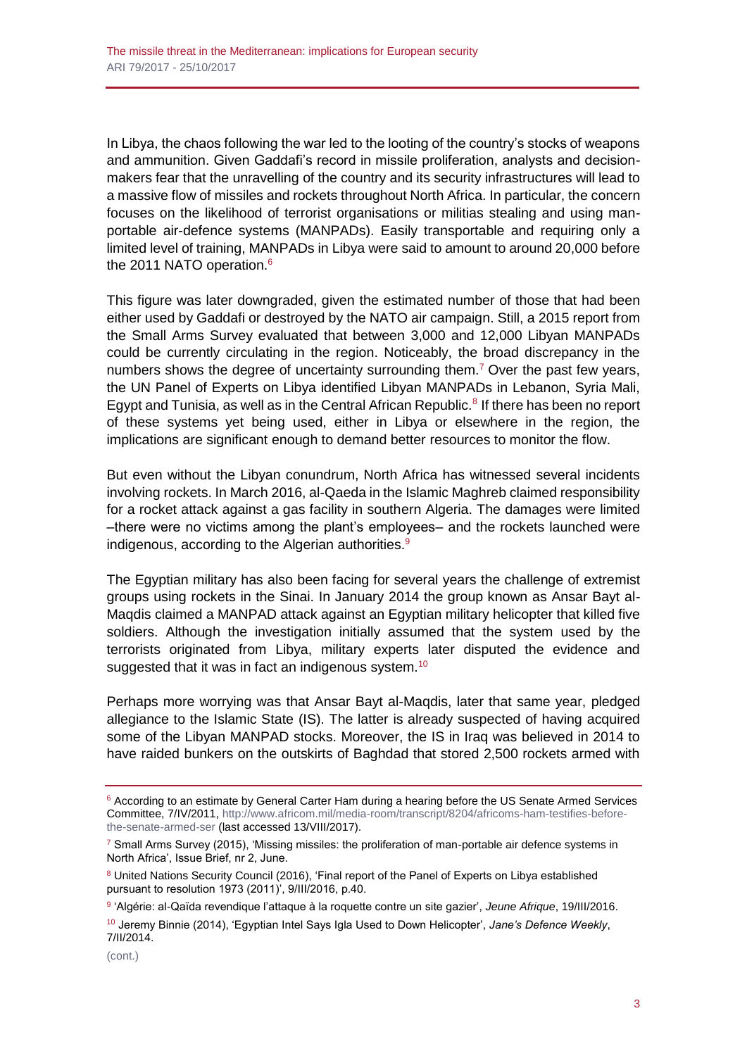In Libya, the chaos following the war led to the looting of the country's stocks of weapons and ammunition. Given Gaddafi's record in missile proliferation, analysts and decision-makers fear that the unravelling of the country and its security infrastructures will lead to a massive flow of missiles and rockets throughout North Africa. In particular, the concern focuses on the likelihood of terrorist organisations or militias stealing and using man-portable air-defence systems (MANPADs). Easily transportable and requiring only a limited level of training, MANPADs in Libya were said to amount to around 20,000 before the 2011 NATO operation.[6]

This figure was later downgraded, given the estimated number of those that had been either used by Gaddafi or destroyed by the NATO air campaign. Still, a 2015 report from the Small Arms Survey evaluated that between 3,000 and 12,000 Libyan MANPADs could be currently circulating in the region. Noticeably, the broad discrepancy in the numbers shows the degree of uncertainty surrounding them.[7] Over the past few years, the UN Panel of Experts on Libya identified Libyan MANPADs in Lebanon, Syria Mali, Egypt and Tunisia, as well as in the Central African Republic.[8] If there has been no report of these systems yet being used, either in Libya or elsewhere in the region, the implications are significant enough to demand better resources to monitor the flow.

But even without the Libyan conundrum, North Africa has witnessed several incidents involving rockets. In March 2016, al-Qaeda in the Islamic Maghreb claimed responsibility for a rocket attack against a gas facility in southern Algeria. The damages were limited –there were no victims among the plant's employees– and the rockets launched were indigenous, according to the Algerian authorities.[9]

The Egyptian military has also been facing for several years the challenge of extremist groups using rockets in the Sinai. In January 2014 the group known as Ansar Bayt al-Maqdis claimed a MANPAD attack against an Egyptian military helicopter that killed five soldiers. Although the investigation initially assumed that the system used by the terrorists originated from Libya, military experts later disputed the evidence and suggested that it was in fact an indigenous system.[10]

Perhaps more worrying was that Ansar Bayt al-Maqdis, later that same year, pledged allegiance to the Islamic State (IS). The latter is already suspected of having acquired some of the Libyan MANPAD stocks. Moreover, the IS in Iraq was believed in 2014 to have raided bunkers on the outskirts of Baghdad that stored 2,500 rockets armed with

---

[6] According to an estimate by General Carter Ham during a hearing before the US Senate Armed Services Committee, 7/IV/2011, http://www.africom.mil/media-room/transcript/8204/africoms-ham-testifies-before-the-senate-armed-ser (last accessed 13/VIII/2017).

[7] Small Arms Survey (2015), 'Missing missiles: the proliferation of man-portable air defence systems in North Africa', Issue Brief, nr 2, June.

[8] United Nations Security Council (2016), 'Final report of the Panel of Experts on Libya established pursuant to resolution 1973 (2011)', 9/III/2016, p.40.

[9] 'Algérie: al-Qaïda revendique l'attaque à la roquette contre un site gazier', *Jeune Afrique*, 19/III/2016.

[10] Jeremy Binnie (2014), 'Egyptian Intel Says Igla Used to Down Helicopter', *Jane's Defence Weekly*, 7/II/2014.

(cont.)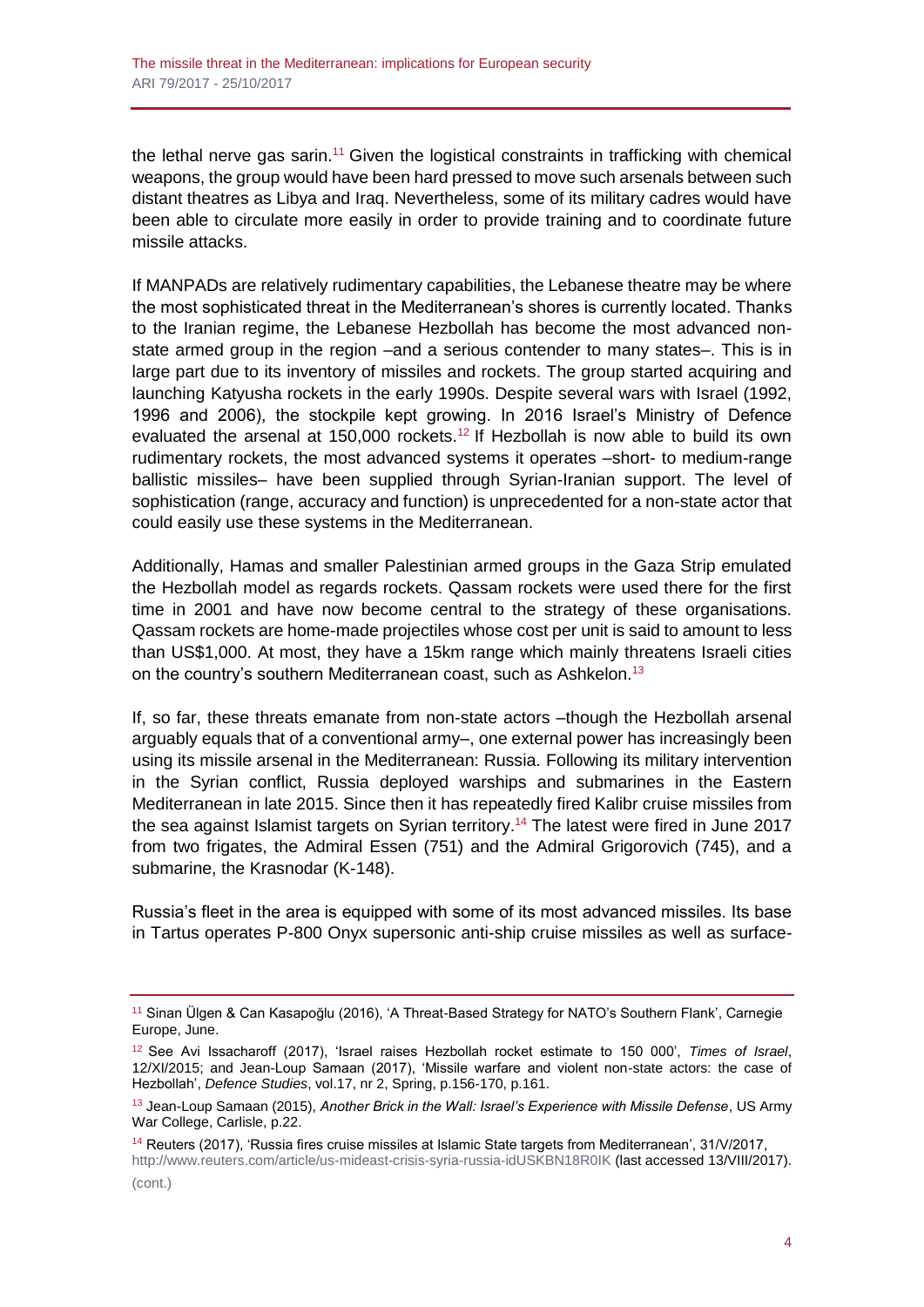the lethal nerve gas sarin.[11] Given the logistical constraints in trafficking with chemical weapons, the group would have been hard pressed to move such arsenals between such distant theatres as Libya and Iraq. Nevertheless, some of its military cadres would have been able to circulate more easily in order to provide training and to coordinate future missile attacks.

If MANPADs are relatively rudimentary capabilities, the Lebanese theatre may be where the most sophisticated threat in the Mediterranean's shores is currently located. Thanks to the Iranian regime, the Lebanese Hezbollah has become the most advanced non-state armed group in the region –and a serious contender to many states–. This is in large part due to its inventory of missiles and rockets. The group started acquiring and launching Katyusha rockets in the early 1990s. Despite several wars with Israel (1992, 1996 and 2006), the stockpile kept growing. In 2016 Israel's Ministry of Defence evaluated the arsenal at 150,000 rockets.[12] If Hezbollah is now able to build its own rudimentary rockets, the most advanced systems it operates –short- to medium-range ballistic missiles– have been supplied through Syrian-Iranian support. The level of sophistication (range, accuracy and function) is unprecedented for a non-state actor that could easily use these systems in the Mediterranean.

Additionally, Hamas and smaller Palestinian armed groups in the Gaza Strip emulated the Hezbollah model as regards rockets. Qassam rockets were used there for the first time in 2001 and have now become central to the strategy of these organisations. Qassam rockets are home-made projectiles whose cost per unit is said to amount to less than US$1,000. At most, they have a 15km range which mainly threatens Israeli cities on the country's southern Mediterranean coast, such as Ashkelon.[13]

If, so far, these threats emanate from non-state actors –though the Hezbollah arsenal arguably equals that of a conventional army–, one external power has increasingly been using its missile arsenal in the Mediterranean: Russia. Following its military intervention in the Syrian conflict, Russia deployed warships and submarines in the Eastern Mediterranean in late 2015. Since then it has repeatedly fired Kalibr cruise missiles from the sea against Islamist targets on Syrian territory.[14] The latest were fired in June 2017 from two frigates, the Admiral Essen (751) and the Admiral Grigorovich (745), and a submarine, the Krasnodar (K-148).

Russia's fleet in the area is equipped with some of its most advanced missiles. Its base in Tartus operates P-800 Onyx supersonic anti-ship cruise missiles as well as surface-

---

[11] Sinan Ülgen & Can Kasapoğlu (2016), 'A Threat-Based Strategy for NATO's Southern Flank', Carnegie Europe, June.

[12] See Avi Issacharoff (2017), 'Israel raises Hezbollah rocket estimate to 150 000', *Times of Israel*, 12/XI/2015; and Jean-Loup Samaan (2017), 'Missile warfare and violent non-state actors: the case of Hezbollah', *Defence Studies*, vol.17, nr 2, Spring, p.156-170, p.161.

[13] Jean-Loup Samaan (2015), *Another Brick in the Wall: Israel's Experience with Missile Defense*, US Army War College, Carlisle, p.22.

[14] Reuters (2017), 'Russia fires cruise missiles at Islamic State targets from Mediterranean', 31/V/2017, http://www.reuters.com/article/us-mideast-crisis-syria-russia-idUSKBN18R0IK (last accessed 13/VIII/2017). (cont.)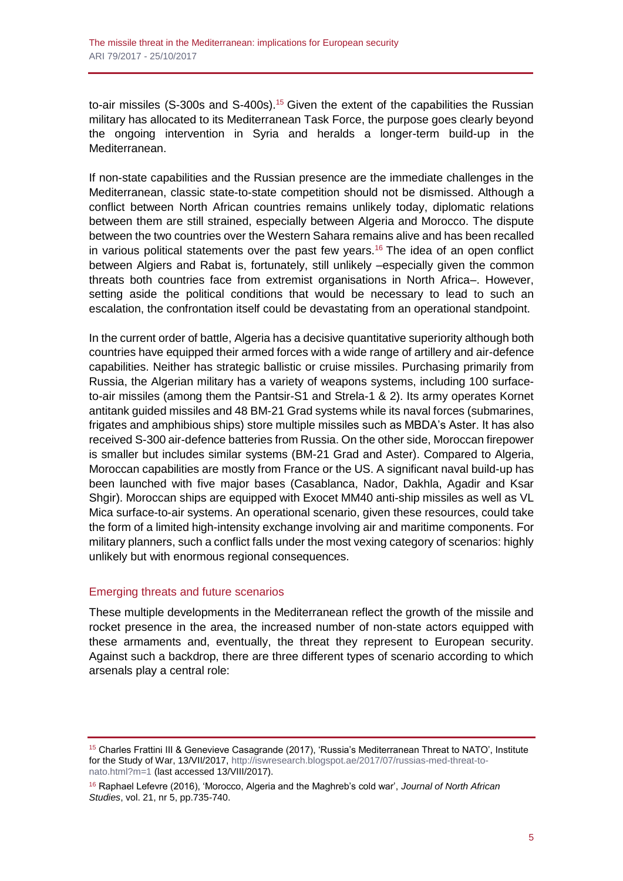to-air missiles (S-300s and S-400s).[15] Given the extent of the capabilities the Russian military has allocated to its Mediterranean Task Force, the purpose goes clearly beyond the ongoing intervention in Syria and heralds a longer-term build-up in the Mediterranean.

If non-state capabilities and the Russian presence are the immediate challenges in the Mediterranean, classic state-to-state competition should not be dismissed. Although a conflict between North African countries remains unlikely today, diplomatic relations between them are still strained, especially between Algeria and Morocco. The dispute between the two countries over the Western Sahara remains alive and has been recalled in various political statements over the past few years.[16] The idea of an open conflict between Algiers and Rabat is, fortunately, still unlikely –especially given the common threats both countries face from extremist organisations in North Africa–. However, setting aside the political conditions that would be necessary to lead to such an escalation, the confrontation itself could be devastating from an operational standpoint.

In the current order of battle, Algeria has a decisive quantitative superiority although both countries have equipped their armed forces with a wide range of artillery and air-defence capabilities. Neither has strategic ballistic or cruise missiles. Purchasing primarily from Russia, the Algerian military has a variety of weapons systems, including 100 surface-to-air missiles (among them the Pantsir-S1 and Strela-1 & 2). Its army operates Kornet antitank guided missiles and 48 BM-21 Grad systems while its naval forces (submarines, frigates and amphibious ships) store multiple missiles such as MBDA's Aster. It has also received S-300 air-defence batteries from Russia. On the other side, Moroccan firepower is smaller but includes similar systems (BM-21 Grad and Aster). Compared to Algeria, Moroccan capabilities are mostly from France or the US. A significant naval build-up has been launched with five major bases (Casablanca, Nador, Dakhla, Agadir and Ksar Shgir). Moroccan ships are equipped with Exocet MM40 anti-ship missiles as well as VL Mica surface-to-air systems. An operational scenario, given these resources, could take the form of a limited high-intensity exchange involving air and maritime components. For military planners, such a conflict falls under the most vexing category of scenarios: highly unlikely but with enormous regional consequences.

## Emerging threats and future scenarios

These multiple developments in the Mediterranean reflect the growth of the missile and rocket presence in the area, the increased number of non-state actors equipped with these armaments and, eventually, the threat they represent to European security. Against such a backdrop, there are three different types of scenario according to which arsenals play a central role:

---

[15] Charles Frattini III & Genevieve Casagrande (2017), 'Russia's Mediterranean Threat to NATO', Institute for the Study of War, 13/VII/2017, http://iswresearch.blogspot.ae/2017/07/russias-med-threat-to-nato.html?m=1 (last accessed 13/VIII/2017).

[16] Raphael Lefevre (2016), 'Morocco, Algeria and the Maghreb's cold war', *Journal of North African Studies*, vol. 21, nr 5, pp.735-740.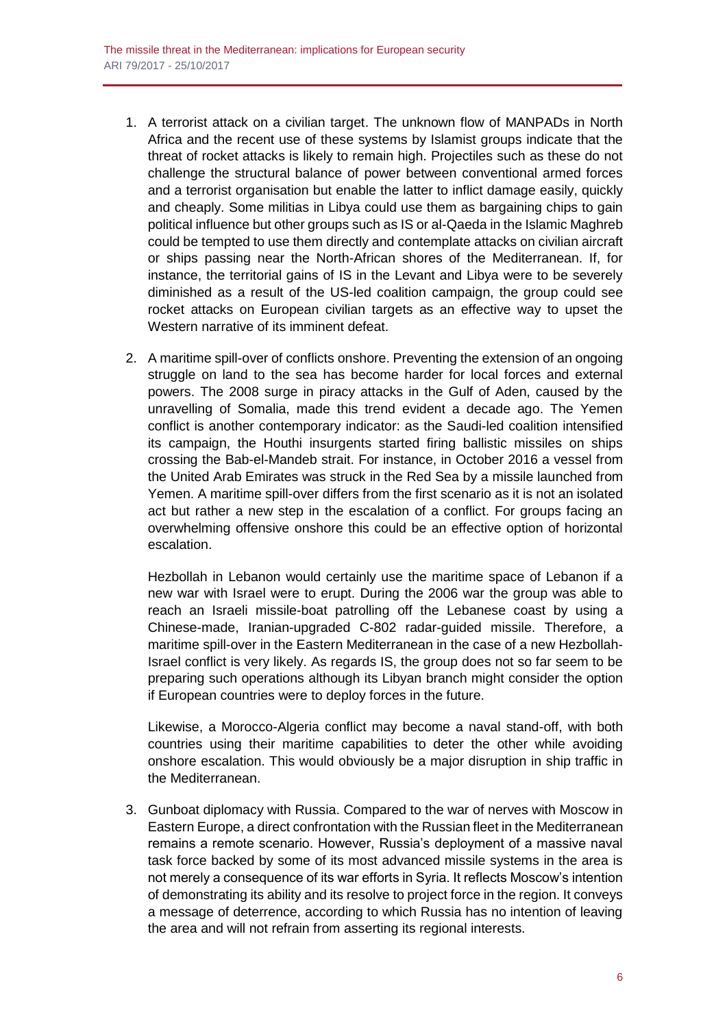1. A terrorist attack on a civilian target. The unknown flow of MANPADs in North Africa and the recent use of these systems by Islamist groups indicate that the threat of rocket attacks is likely to remain high. Projectiles such as these do not challenge the structural balance of power between conventional armed forces and a terrorist organisation but enable the latter to inflict damage easily, quickly and cheaply. Some militias in Libya could use them as bargaining chips to gain political influence but other groups such as IS or al-Qaeda in the Islamic Maghreb could be tempted to use them directly and contemplate attacks on civilian aircraft or ships passing near the North-African shores of the Mediterranean. If, for instance, the territorial gains of IS in the Levant and Libya were to be severely diminished as a result of the US-led coalition campaign, the group could see rocket attacks on European civilian targets as an effective way to upset the Western narrative of its imminent defeat.

2. A maritime spill-over of conflicts onshore. Preventing the extension of an ongoing struggle on land to the sea has become harder for local forces and external powers. The 2008 surge in piracy attacks in the Gulf of Aden, caused by the unravelling of Somalia, made this trend evident a decade ago. The Yemen conflict is another contemporary indicator: as the Saudi-led coalition intensified its campaign, the Houthi insurgents started firing ballistic missiles on ships crossing the Bab-el-Mandeb strait. For instance, in October 2016 a vessel from the United Arab Emirates was struck in the Red Sea by a missile launched from Yemen. A maritime spill-over differs from the first scenario as it is not an isolated act but rather a new step in the escalation of a conflict. For groups facing an overwhelming offensive onshore this could be an effective option of horizontal escalation.

   Hezbollah in Lebanon would certainly use the maritime space of Lebanon if a new war with Israel were to erupt. During the 2006 war the group was able to reach an Israeli missile-boat patrolling off the Lebanese coast by using a Chinese-made, Iranian-upgraded C-802 radar-guided missile. Therefore, a maritime spill-over in the Eastern Mediterranean in the case of a new Hezbollah-Israel conflict is very likely. As regards IS, the group does not so far seem to be preparing such operations although its Libyan branch might consider the option if European countries were to deploy forces in the future.

   Likewise, a Morocco-Algeria conflict may become a naval stand-off, with both countries using their maritime capabilities to deter the other while avoiding onshore escalation. This would obviously be a major disruption in ship traffic in the Mediterranean.

3. Gunboat diplomacy with Russia. Compared to the war of nerves with Moscow in Eastern Europe, a direct confrontation with the Russian fleet in the Mediterranean remains a remote scenario. However, Russia's deployment of a massive naval task force backed by some of its most advanced missile systems in the area is not merely a consequence of its war efforts in Syria. It reflects Moscow's intention of demonstrating its ability and its resolve to project force in the region. It conveys a message of deterrence, according to which Russia has no intention of leaving the area and will not refrain from asserting its regional interests.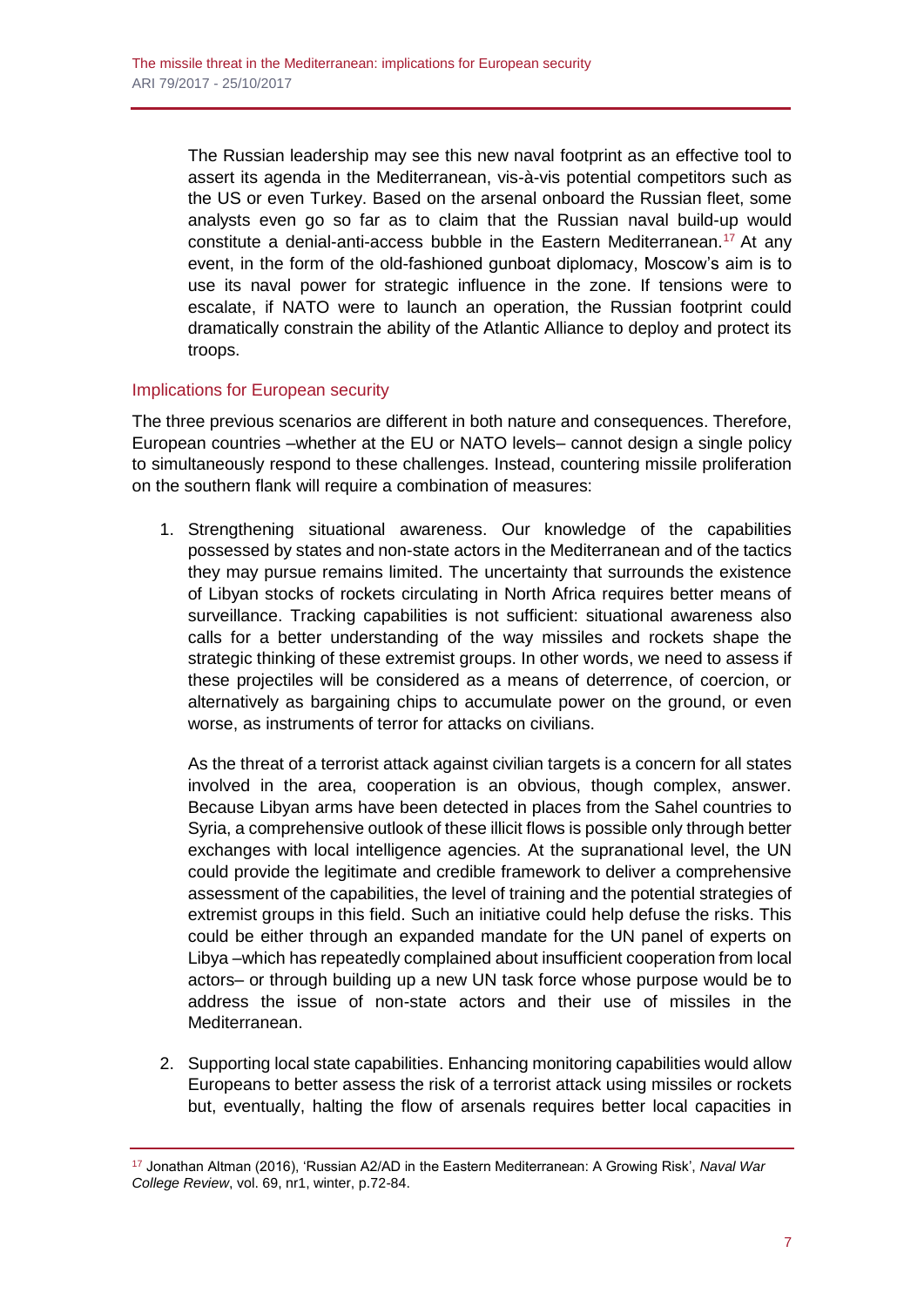The Russian leadership may see this new naval footprint as an effective tool to assert its agenda in the Mediterranean, vis-à-vis potential competitors such as the US or even Turkey. Based on the arsenal onboard the Russian fleet, some analysts even go so far as to claim that the Russian naval build-up would constitute a denial-anti-access bubble in the Eastern Mediterranean.[17] At any event, in the form of the old-fashioned gunboat diplomacy, Moscow's aim is to use its naval power for strategic influence in the zone. If tensions were to escalate, if NATO were to launch an operation, the Russian footprint could dramatically constrain the ability of the Atlantic Alliance to deploy and protect its troops.

## Implications for European security

The three previous scenarios are different in both nature and consequences. Therefore, European countries –whether at the EU or NATO levels– cannot design a single policy to simultaneously respond to these challenges. Instead, countering missile proliferation on the southern flank will require a combination of measures:

1. Strengthening situational awareness. Our knowledge of the capabilities possessed by states and non-state actors in the Mediterranean and of the tactics they may pursue remains limited. The uncertainty that surrounds the existence of Libyan stocks of rockets circulating in North Africa requires better means of surveillance. Tracking capabilities is not sufficient: situational awareness also calls for a better understanding of the way missiles and rockets shape the strategic thinking of these extremist groups. In other words, we need to assess if these projectiles will be considered as a means of deterrence, of coercion, or alternatively as bargaining chips to accumulate power on the ground, or even worse, as instruments of terror for attacks on civilians.

   As the threat of a terrorist attack against civilian targets is a concern for all states involved in the area, cooperation is an obvious, though complex, answer. Because Libyan arms have been detected in places from the Sahel countries to Syria, a comprehensive outlook of these illicit flows is possible only through better exchanges with local intelligence agencies. At the supranational level, the UN could provide the legitimate and credible framework to deliver a comprehensive assessment of the capabilities, the level of training and the potential strategies of extremist groups in this field. Such an initiative could help defuse the risks. This could be either through an expanded mandate for the UN panel of experts on Libya –which has repeatedly complained about insufficient cooperation from local actors– or through building up a new UN task force whose purpose would be to address the issue of non-state actors and their use of missiles in the Mediterranean.

2. Supporting local state capabilities. Enhancing monitoring capabilities would allow Europeans to better assess the risk of a terrorist attack using missiles or rockets but, eventually, halting the flow of arsenals requires better local capacities in

---

[17] Jonathan Altman (2016), 'Russian A2/AD in the Eastern Mediterranean: A Growing Risk', *Naval War College Review*, vol. 69, nr1, winter, p.72-84.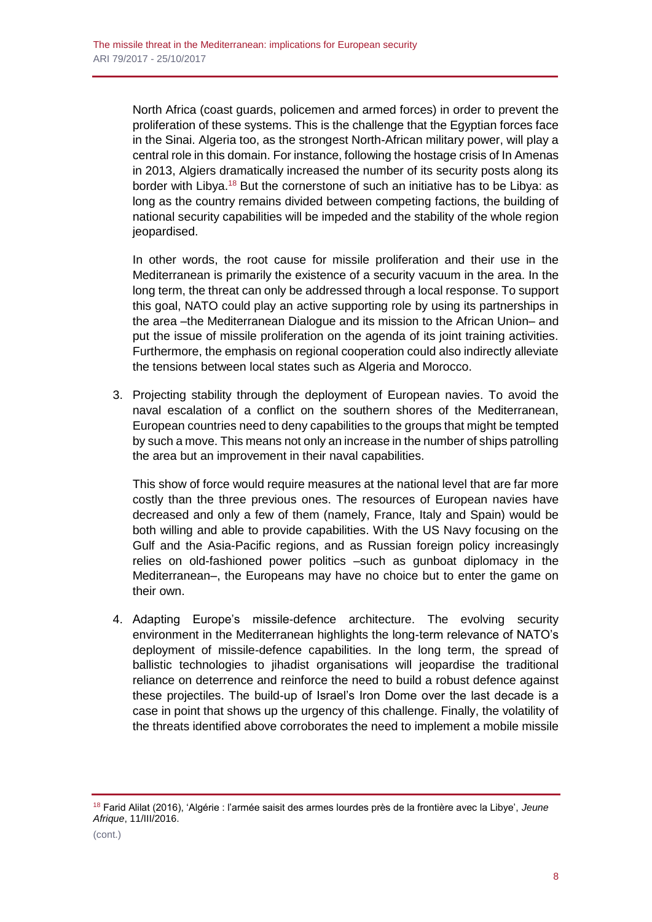North Africa (coast guards, policemen and armed forces) in order to prevent the proliferation of these systems. This is the challenge that the Egyptian forces face in the Sinai. Algeria too, as the strongest North-African military power, will play a central role in this domain. For instance, following the hostage crisis of In Amenas in 2013, Algiers dramatically increased the number of its security posts along its border with Libya.[18] But the cornerstone of such an initiative has to be Libya: as long as the country remains divided between competing factions, the building of national security capabilities will be impeded and the stability of the whole region jeopardised.

In other words, the root cause for missile proliferation and their use in the Mediterranean is primarily the existence of a security vacuum in the area. In the long term, the threat can only be addressed through a local response. To support this goal, NATO could play an active supporting role by using its partnerships in the area –the Mediterranean Dialogue and its mission to the African Union– and put the issue of missile proliferation on the agenda of its joint training activities. Furthermore, the emphasis on regional cooperation could also indirectly alleviate the tensions between local states such as Algeria and Morocco.

3. Projecting stability through the deployment of European navies. To avoid the naval escalation of a conflict on the southern shores of the Mediterranean, European countries need to deny capabilities to the groups that might be tempted by such a move. This means not only an increase in the number of ships patrolling the area but an improvement in their naval capabilities.

   This show of force would require measures at the national level that are far more costly than the three previous ones. The resources of European navies have decreased and only a few of them (namely, France, Italy and Spain) would be both willing and able to provide capabilities. With the US Navy focusing on the Gulf and the Asia-Pacific regions, and as Russian foreign policy increasingly relies on old-fashioned power politics –such as gunboat diplomacy in the Mediterranean–, the Europeans may have no choice but to enter the game on their own.

4. Adapting Europe's missile-defence architecture. The evolving security environment in the Mediterranean highlights the long-term relevance of NATO's deployment of missile-defence capabilities. In the long term, the spread of ballistic technologies to jihadist organisations will jeopardise the traditional reliance on deterrence and reinforce the need to build a robust defence against these projectiles. The build-up of Israel's Iron Dome over the last decade is a case in point that shows up the urgency of this challenge. Finally, the volatility of the threats identified above corroborates the need to implement a mobile missile

---

[18] Farid Alilat (2016), 'Algérie : l'armée saisit des armes lourdes près de la frontière avec la Libye', *Jeune Afrique*, 11/III/2016.

(cont.)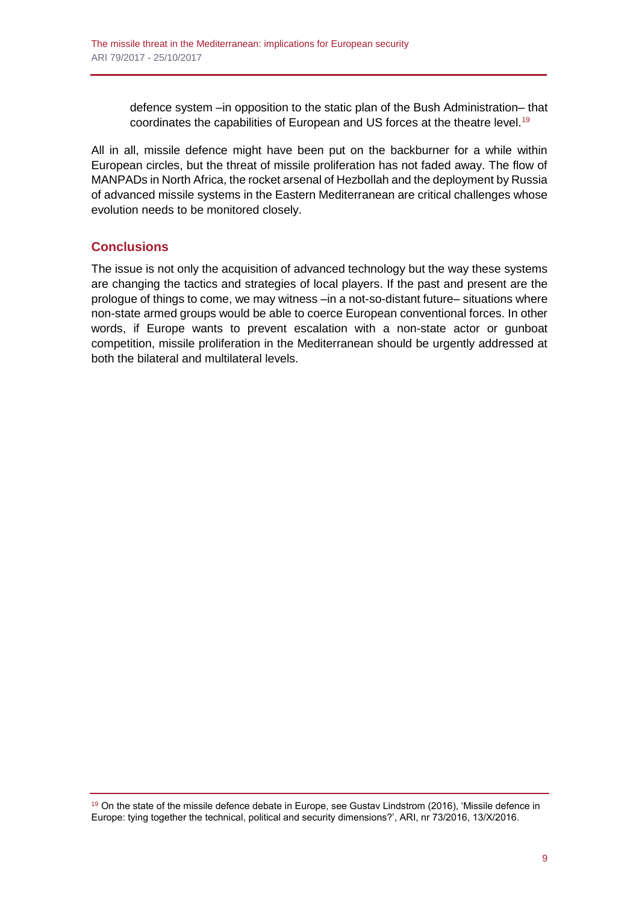defence system –in opposition to the static plan of the Bush Administration– that coordinates the capabilities of European and US forces at the theatre level.[19]

All in all, missile defence might have been put on the backburner for a while within European circles, but the threat of missile proliferation has not faded away. The flow of MANPADs in North Africa, the rocket arsenal of Hezbollah and the deployment by Russia of advanced missile systems in the Eastern Mediterranean are critical challenges whose evolution needs to be monitored closely.

## Conclusions

The issue is not only the acquisition of advanced technology but the way these systems are changing the tactics and strategies of local players. If the past and present are the prologue of things to come, we may witness –in a not-so-distant future– situations where non-state armed groups would be able to coerce European conventional forces. In other words, if Europe wants to prevent escalation with a non-state actor or gunboat competition, missile proliferation in the Mediterranean should be urgently addressed at both the bilateral and multilateral levels.

---

[19] On the state of the missile defence debate in Europe, see Gustav Lindstrom (2016), 'Missile defence in Europe: tying together the technical, political and security dimensions?', ARI, nr 73/2016, 13/X/2016.